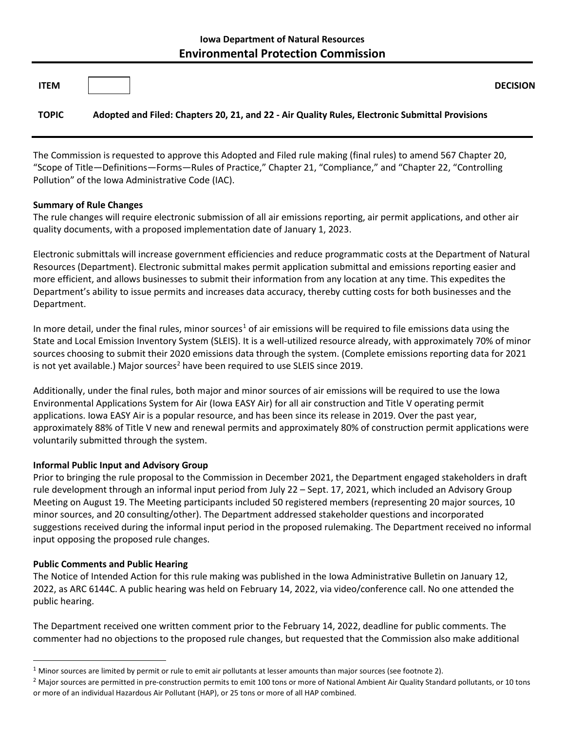**Iowa Department of Natural Resources**

# Environmental Protection Commission

| | | |
|---|---|---|
| **ITEM** | | **DECISION** |

**TOPIC** **Adopted and Filed: Chapters 20, 21, and 22 - Air Quality Rules, Electronic Submittal Provisions**

The Commission is requested to approve this Adopted and Filed rule making (final rules) to amend 567 Chapter 20, "Scope of Title—Definitions—Forms—Rules of Practice," Chapter 21, "Compliance," and "Chapter 22, "Controlling Pollution" of the Iowa Administrative Code (IAC).

**Summary of Rule Changes**

The rule changes will require electronic submission of all air emissions reporting, air permit applications, and other air quality documents, with a proposed implementation date of January 1, 2023.

Electronic submittals will increase government efficiencies and reduce programmatic costs at the Department of Natural Resources (Department). Electronic submittal makes permit application submittal and emissions reporting easier and more efficient, and allows businesses to submit their information from any location at any time. This expedites the Department's ability to issue permits and increases data accuracy, thereby cutting costs for both businesses and the Department.

In more detail, under the final rules, minor sources[1] of air emissions will be required to file emissions data using the State and Local Emission Inventory System (SLEIS). It is a well-utilized resource already, with approximately 70% of minor sources choosing to submit their 2020 emissions data through the system. (Complete emissions reporting data for 2021 is not yet available.) Major sources[2] have been required to use SLEIS since 2019.

Additionally, under the final rules, both major and minor sources of air emissions will be required to use the Iowa Environmental Applications System for Air (Iowa EASY Air) for all air construction and Title V operating permit applications. Iowa EASY Air is a popular resource, and has been since its release in 2019. Over the past year, approximately 88% of Title V new and renewal permits and approximately 80% of construction permit applications were voluntarily submitted through the system.

**Informal Public Input and Advisory Group**

Prior to bringing the rule proposal to the Commission in December 2021, the Department engaged stakeholders in draft rule development through an informal input period from July 22 – Sept. 17, 2021, which included an Advisory Group Meeting on August 19. The Meeting participants included 50 registered members (representing 20 major sources, 10 minor sources, and 20 consulting/other). The Department addressed stakeholder questions and incorporated suggestions received during the informal input period in the proposed rulemaking. The Department received no informal input opposing the proposed rule changes.

**Public Comments and Public Hearing**

The Notice of Intended Action for this rule making was published in the Iowa Administrative Bulletin on January 12, 2022, as ARC 6144C. A public hearing was held on February 14, 2022, via video/conference call. No one attended the public hearing.

The Department received one written comment prior to the February 14, 2022, deadline for public comments. The commenter had no objections to the proposed rule changes, but requested that the Commission also make additional

[1] Minor sources are limited by permit or rule to emit air pollutants at lesser amounts than major sources (see footnote 2).

[2] Major sources are permitted in pre-construction permits to emit 100 tons or more of National Ambient Air Quality Standard pollutants, or 10 tons or more of an individual Hazardous Air Pollutant (HAP), or 25 tons or more of all HAP combined.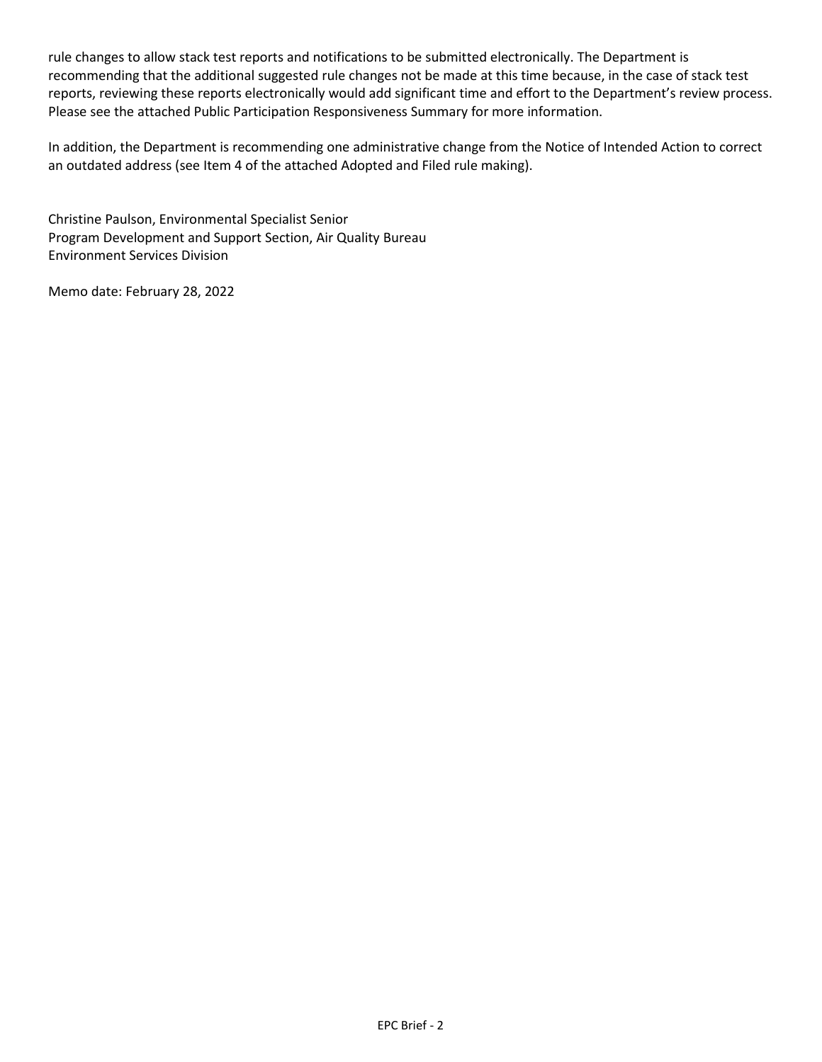rule changes to allow stack test reports and notifications to be submitted electronically. The Department is recommending that the additional suggested rule changes not be made at this time because, in the case of stack test reports, reviewing these reports electronically would add significant time and effort to the Department's review process. Please see the attached Public Participation Responsiveness Summary for more information.

In addition, the Department is recommending one administrative change from the Notice of Intended Action to correct an outdated address (see Item 4 of the attached Adopted and Filed rule making).

Christine Paulson, Environmental Specialist Senior
Program Development and Support Section, Air Quality Bureau
Environment Services Division

Memo date: February 28, 2022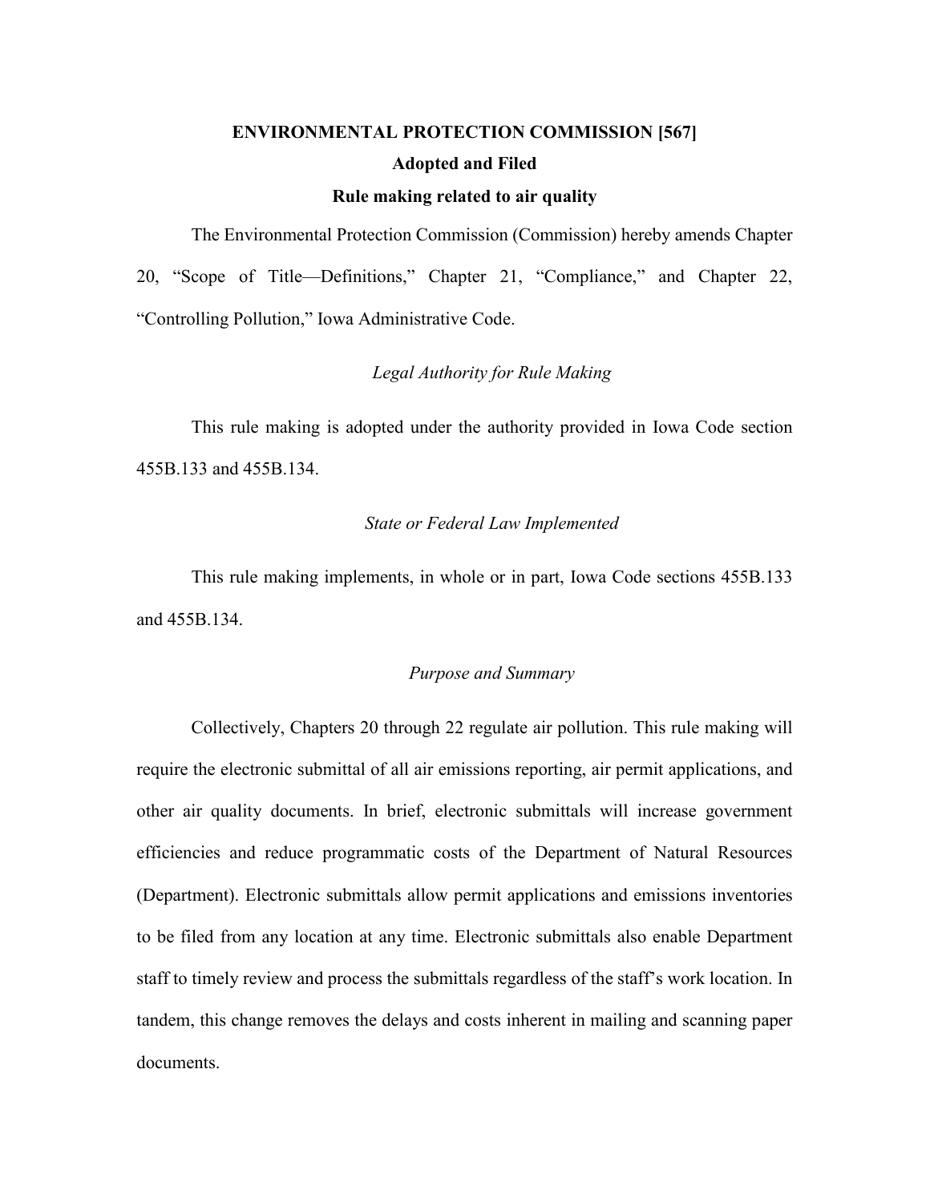**ENVIRONMENTAL PROTECTION COMMISSION [567]**

**Adopted and Filed**

**Rule making related to air quality**

The Environmental Protection Commission (Commission) hereby amends Chapter 20, "Scope of Title—Definitions," Chapter 21, "Compliance," and Chapter 22, "Controlling Pollution," Iowa Administrative Code.

*Legal Authority for Rule Making*

This rule making is adopted under the authority provided in Iowa Code section 455B.133 and 455B.134.

*State or Federal Law Implemented*

This rule making implements, in whole or in part, Iowa Code sections 455B.133 and 455B.134.

*Purpose and Summary*

Collectively, Chapters 20 through 22 regulate air pollution. This rule making will require the electronic submittal of all air emissions reporting, air permit applications, and other air quality documents. In brief, electronic submittals will increase government efficiencies and reduce programmatic costs of the Department of Natural Resources (Department). Electronic submittals allow permit applications and emissions inventories to be filed from any location at any time. Electronic submittals also enable Department staff to timely review and process the submittals regardless of the staff's work location. In tandem, this change removes the delays and costs inherent in mailing and scanning paper documents.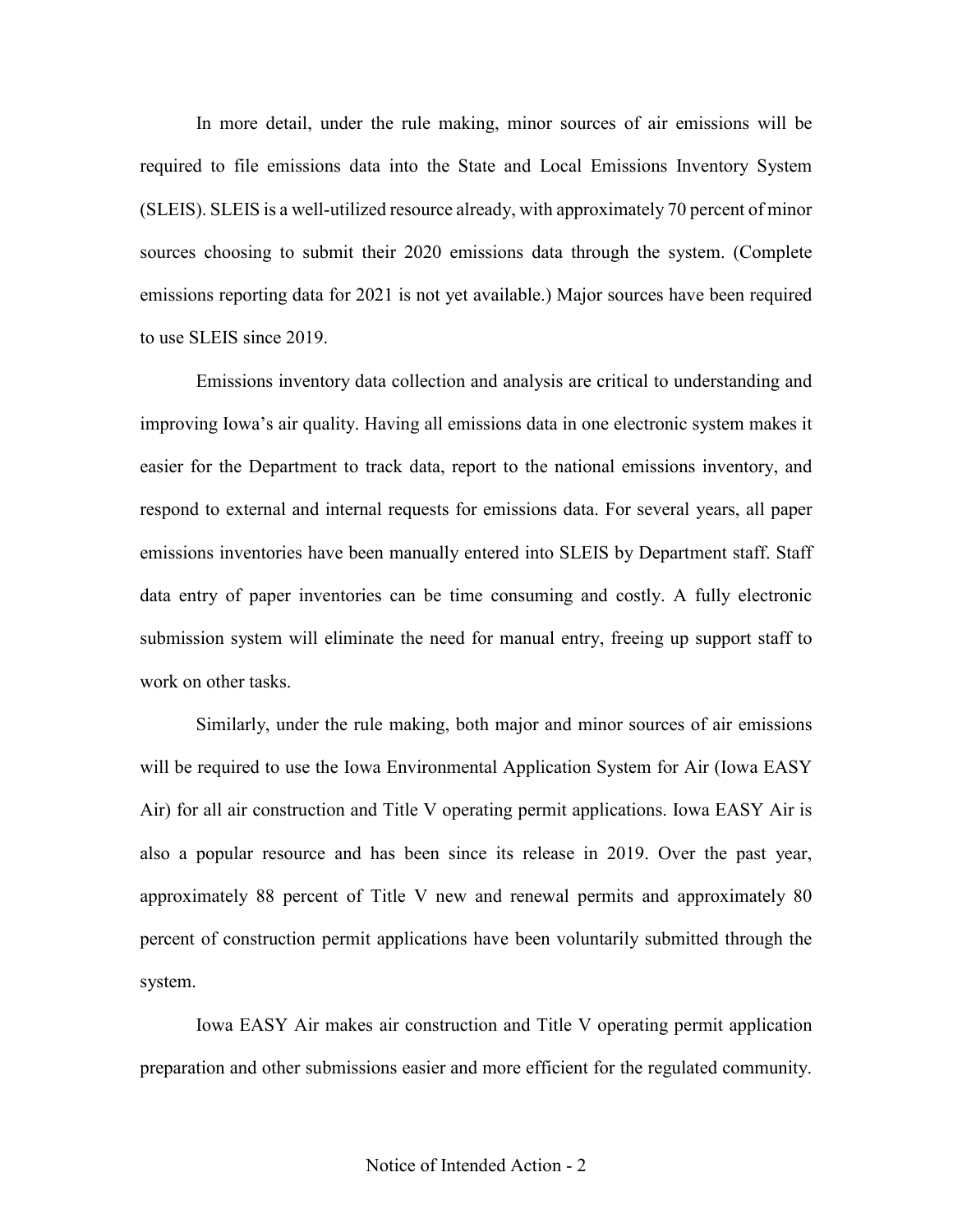In more detail, under the rule making, minor sources of air emissions will be required to file emissions data into the State and Local Emissions Inventory System (SLEIS). SLEIS is a well-utilized resource already, with approximately 70 percent of minor sources choosing to submit their 2020 emissions data through the system. (Complete emissions reporting data for 2021 is not yet available.) Major sources have been required to use SLEIS since 2019.

Emissions inventory data collection and analysis are critical to understanding and improving Iowa's air quality. Having all emissions data in one electronic system makes it easier for the Department to track data, report to the national emissions inventory, and respond to external and internal requests for emissions data. For several years, all paper emissions inventories have been manually entered into SLEIS by Department staff. Staff data entry of paper inventories can be time consuming and costly. A fully electronic submission system will eliminate the need for manual entry, freeing up support staff to work on other tasks.

Similarly, under the rule making, both major and minor sources of air emissions will be required to use the Iowa Environmental Application System for Air (Iowa EASY Air) for all air construction and Title V operating permit applications. Iowa EASY Air is also a popular resource and has been since its release in 2019. Over the past year, approximately 88 percent of Title V new and renewal permits and approximately 80 percent of construction permit applications have been voluntarily submitted through the system.

Iowa EASY Air makes air construction and Title V operating permit application preparation and other submissions easier and more efficient for the regulated community.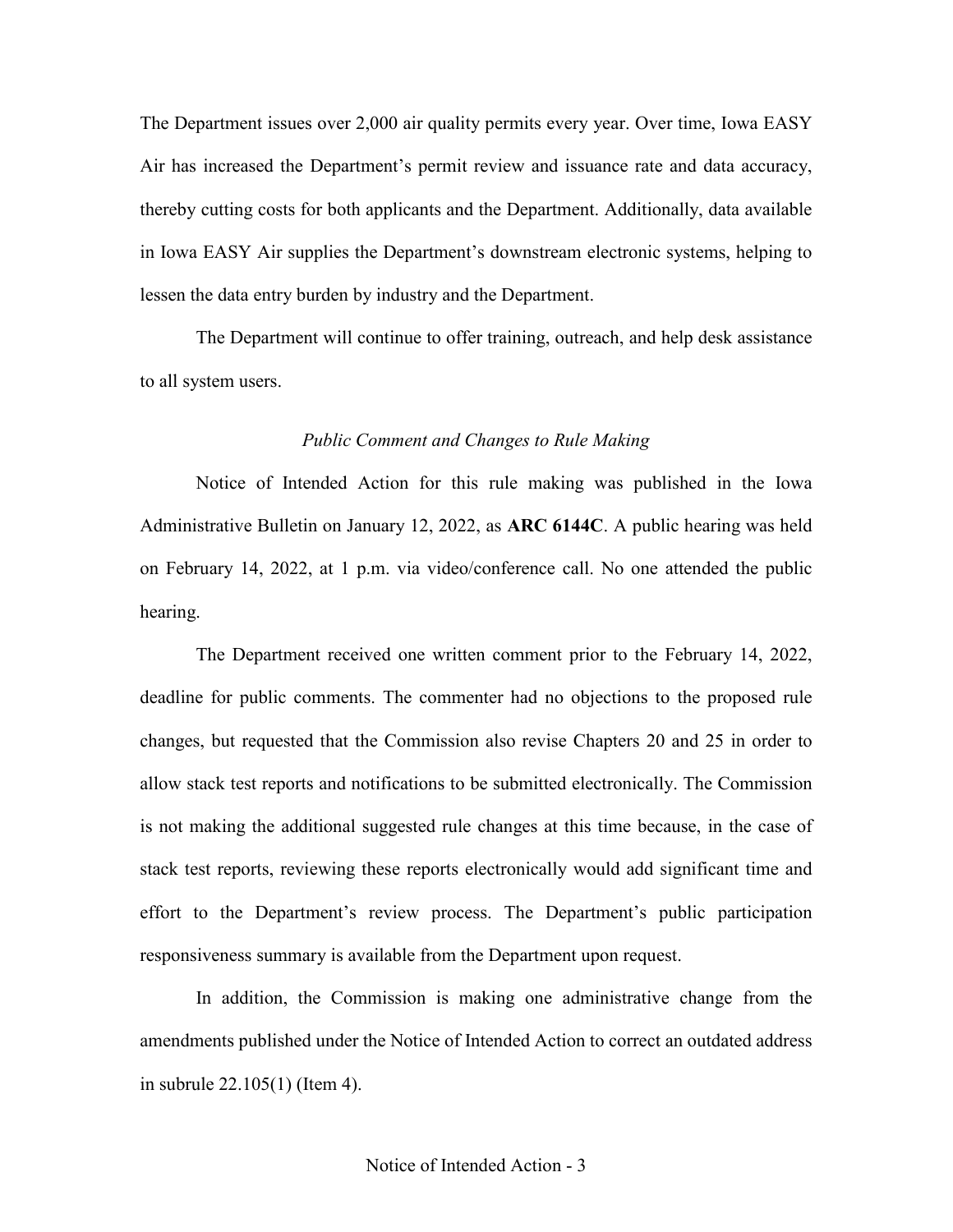The Department issues over 2,000 air quality permits every year. Over time, Iowa EASY Air has increased the Department's permit review and issuance rate and data accuracy, thereby cutting costs for both applicants and the Department. Additionally, data available in Iowa EASY Air supplies the Department's downstream electronic systems, helping to lessen the data entry burden by industry and the Department.

The Department will continue to offer training, outreach, and help desk assistance to all system users.

*Public Comment and Changes to Rule Making*

Notice of Intended Action for this rule making was published in the Iowa Administrative Bulletin on January 12, 2022, as **ARC 6144C**. A public hearing was held on February 14, 2022, at 1 p.m. via video/conference call. No one attended the public hearing.

The Department received one written comment prior to the February 14, 2022, deadline for public comments. The commenter had no objections to the proposed rule changes, but requested that the Commission also revise Chapters 20 and 25 in order to allow stack test reports and notifications to be submitted electronically. The Commission is not making the additional suggested rule changes at this time because, in the case of stack test reports, reviewing these reports electronically would add significant time and effort to the Department's review process. The Department's public participation responsiveness summary is available from the Department upon request.

In addition, the Commission is making one administrative change from the amendments published under the Notice of Intended Action to correct an outdated address in subrule 22.105(1) (Item 4).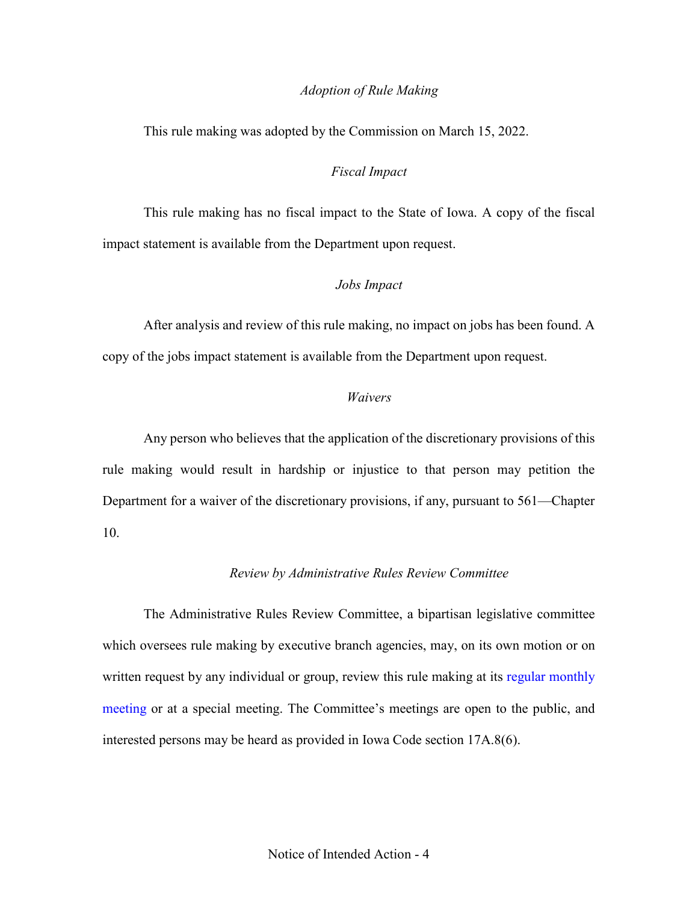*Adoption of Rule Making*

This rule making was adopted by the Commission on March 15, 2022.

*Fiscal Impact*

This rule making has no fiscal impact to the State of Iowa. A copy of the fiscal impact statement is available from the Department upon request.

*Jobs Impact*

After analysis and review of this rule making, no impact on jobs has been found. A copy of the jobs impact statement is available from the Department upon request.

*Waivers*

Any person who believes that the application of the discretionary provisions of this rule making would result in hardship or injustice to that person may petition the Department for a waiver of the discretionary provisions, if any, pursuant to 561—Chapter 10.

*Review by Administrative Rules Review Committee*

The Administrative Rules Review Committee, a bipartisan legislative committee which oversees rule making by executive branch agencies, may, on its own motion or on written request by any individual or group, review this rule making at its regular monthly meeting or at a special meeting. The Committee's meetings are open to the public, and interested persons may be heard as provided in Iowa Code section 17A.8(6).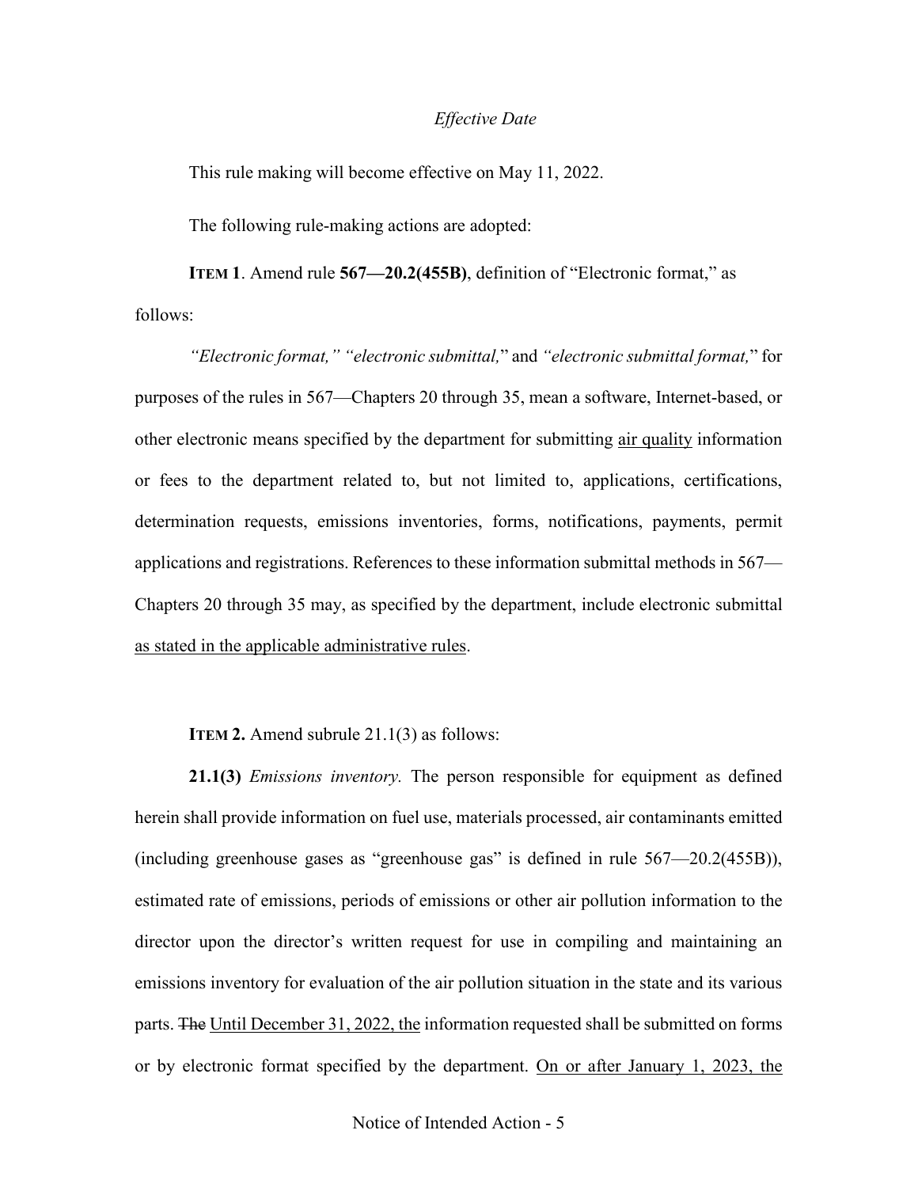*Effective Date*

This rule making will become effective on May 11, 2022.

The following rule-making actions are adopted:

**ITEM 1**. Amend rule **567—20.2(455B)**, definition of "Electronic format," as follows:

*"Electronic format," "electronic submittal,"* and *"electronic submittal format,"* for purposes of the rules in 567—Chapters 20 through 35, mean a software, Internet-based, or other electronic means specified by the department for submitting <u>air quality</u> information or fees to the department related to, but not limited to, applications, certifications, determination requests, emissions inventories, forms, notifications, payments, permit applications and registrations. References to these information submittal methods in 567—Chapters 20 through 35 may, as specified by the department, include electronic submittal <u>as stated in the applicable administrative rules</u>.

**ITEM 2.** Amend subrule 21.1(3) as follows:

**21.1(3)** *Emissions inventory.* The person responsible for equipment as defined herein shall provide information on fuel use, materials processed, air contaminants emitted (including greenhouse gases as "greenhouse gas" is defined in rule 567—20.2(455B)), estimated rate of emissions, periods of emissions or other air pollution information to the director upon the director's written request for use in compiling and maintaining an emissions inventory for evaluation of the air pollution situation in the state and its various parts. ~~The~~ <u>Until December 31, 2022, the</u> information requested shall be submitted on forms or by electronic format specified by the department. <u>On or after January 1, 2023, the</u>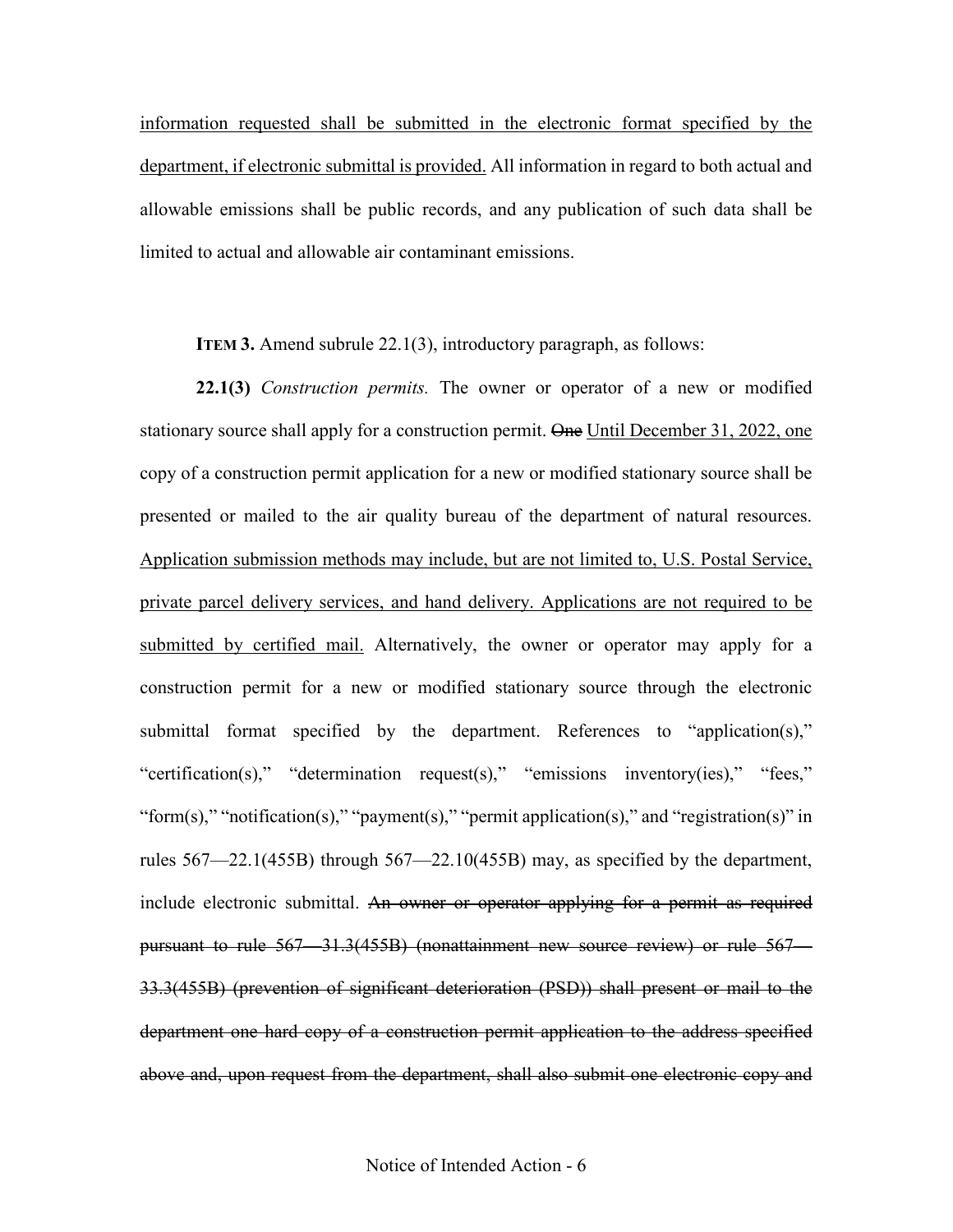<u>information requested shall be submitted in the electronic format specified by the department, if electronic submittal is provided.</u> All information in regard to both actual and allowable emissions shall be public records, and any publication of such data shall be limited to actual and allowable air contaminant emissions.

**ITEM 3.** Amend subrule 22.1(3), introductory paragraph, as follows:

**22.1(3)** *Construction permits.* The owner or operator of a new or modified stationary source shall apply for a construction permit. ~~One~~ <u>Until December 31, 2022, one</u> copy of a construction permit application for a new or modified stationary source shall be presented or mailed to the air quality bureau of the department of natural resources. <u>Application submission methods may include, but are not limited to, U.S. Postal Service, private parcel delivery services, and hand delivery. Applications are not required to be submitted by certified mail.</u> Alternatively, the owner or operator may apply for a construction permit for a new or modified stationary source through the electronic submittal format specified by the department. References to "application(s)," "certification(s)," "determination request(s)," "emissions inventory(ies)," "fees," "form(s)," "notification(s)," "payment(s)," "permit application(s)," and "registration(s)" in rules 567—22.1(455B) through 567—22.10(455B) may, as specified by the department, include electronic submittal. ~~An owner or operator applying for a permit as required pursuant to rule 567—31.3(455B) (nonattainment new source review) or rule 567—33.3(455B) (prevention of significant deterioration (PSD)) shall present or mail to the department one hard copy of a construction permit application to the address specified above and, upon request from the department, shall also submit one electronic copy and~~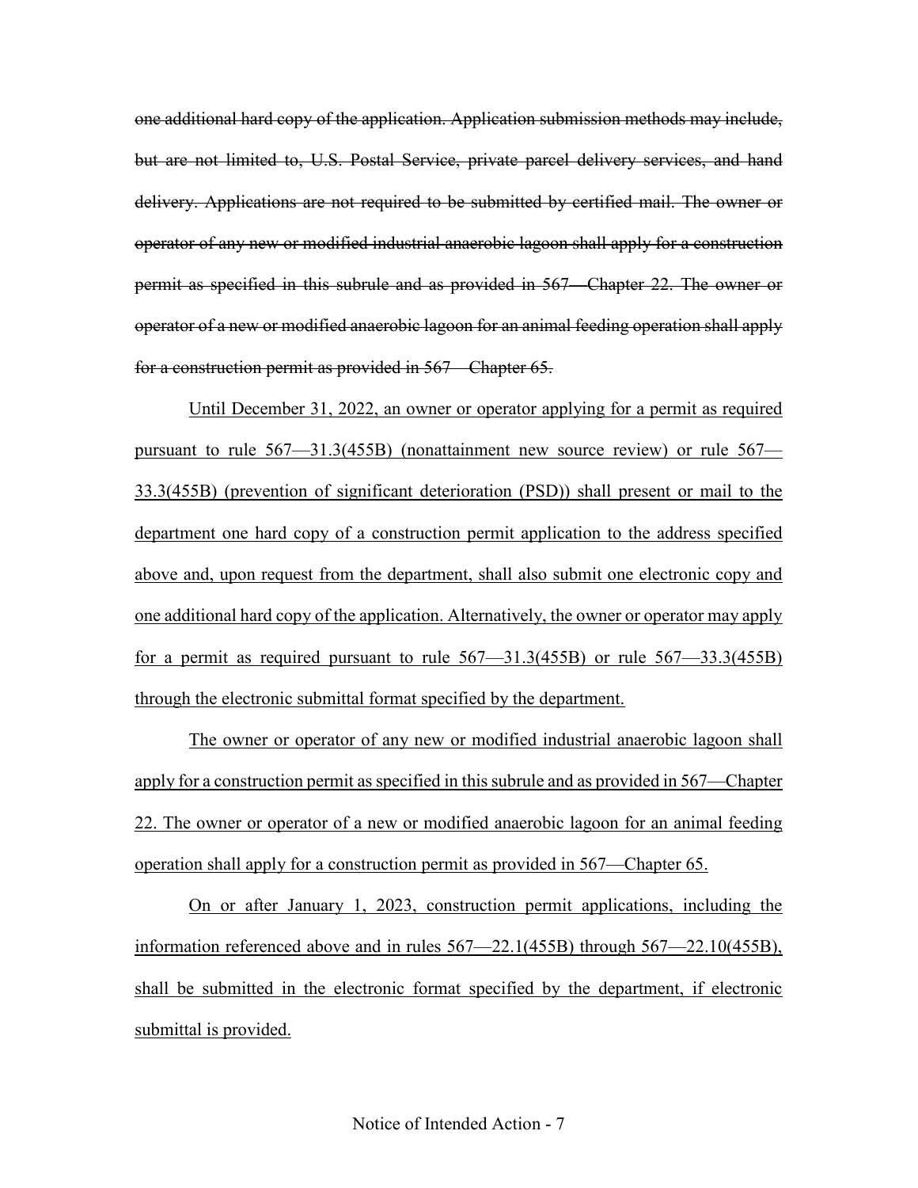~~one additional hard copy of the application. Application submission methods may include, but are not limited to, U.S. Postal Service, private parcel delivery services, and hand delivery. Applications are not required to be submitted by certified mail. The owner or operator of any new or modified industrial anaerobic lagoon shall apply for a construction permit as specified in this subrule and as provided in 567—Chapter 22. The owner or operator of a new or modified anaerobic lagoon for an animal feeding operation shall apply for a construction permit as provided in 567—Chapter 65.~~

<u>Until December 31, 2022, an owner or operator applying for a permit as required pursuant to rule 567—31.3(455B) (nonattainment new source review) or rule 567—33.3(455B) (prevention of significant deterioration (PSD)) shall present or mail to the department one hard copy of a construction permit application to the address specified above and, upon request from the department, shall also submit one electronic copy and one additional hard copy of the application. Alternatively, the owner or operator may apply for a permit as required pursuant to rule 567—31.3(455B) or rule 567—33.3(455B) through the electronic submittal format specified by the department.</u>

<u>The owner or operator of any new or modified industrial anaerobic lagoon shall apply for a construction permit as specified in this subrule and as provided in 567—Chapter 22. The owner or operator of a new or modified anaerobic lagoon for an animal feeding operation shall apply for a construction permit as provided in 567—Chapter 65.</u>

<u>On or after January 1, 2023, construction permit applications, including the information referenced above and in rules 567—22.1(455B) through 567—22.10(455B), shall be submitted in the electronic format specified by the department, if electronic submittal is provided.</u>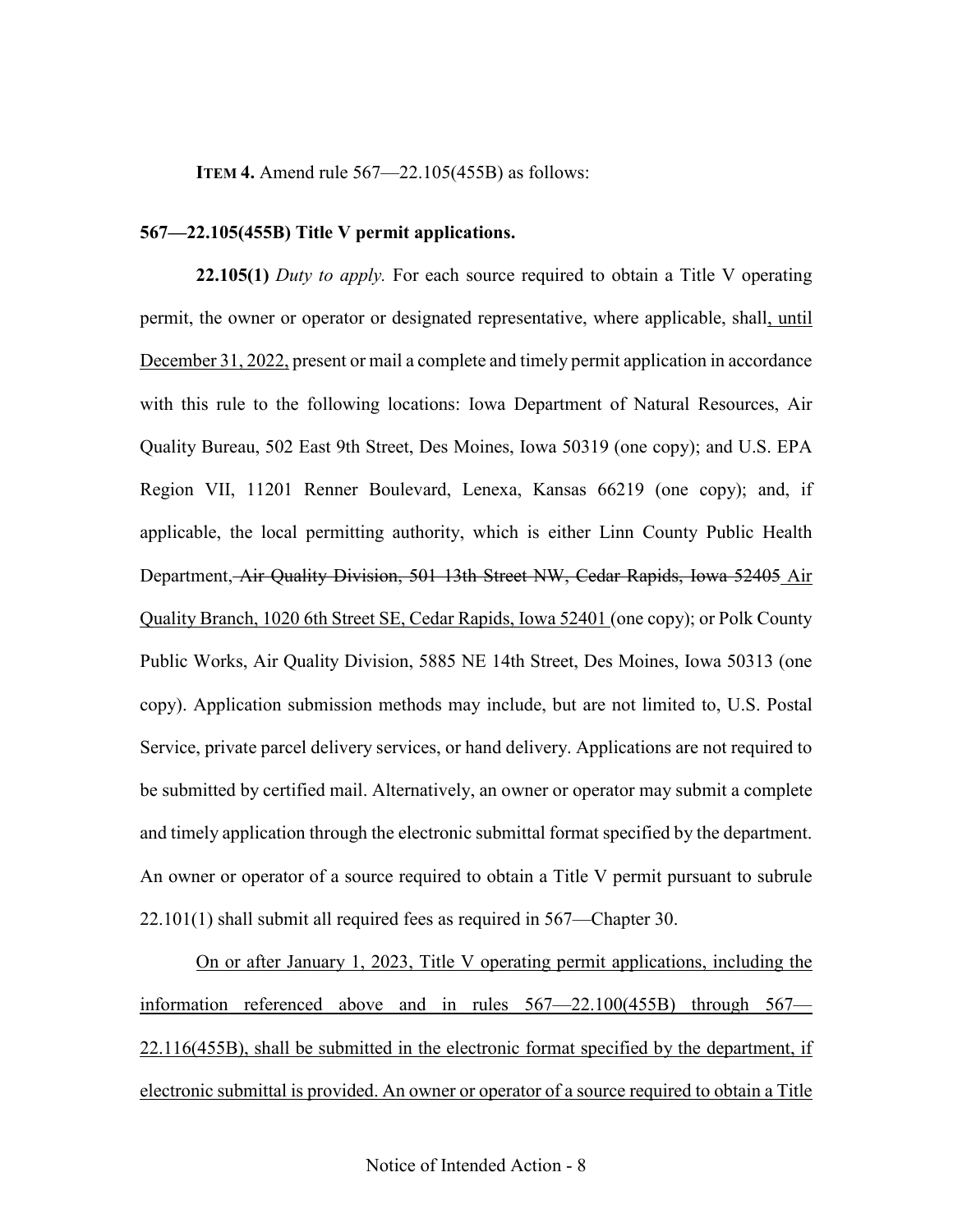**ITEM 4.** Amend rule 567—22.105(455B) as follows:

**567—22.105(455B) Title V permit applications.**

**22.105(1)** *Duty to apply.* For each source required to obtain a Title V operating permit, the owner or operator or designated representative, where applicable, shall<u>, until December 31, 2022,</u> present or mail a complete and timely permit application in accordance with this rule to the following locations: Iowa Department of Natural Resources, Air Quality Bureau, 502 East 9th Street, Des Moines, Iowa 50319 (one copy); and U.S. EPA Region VII, 11201 Renner Boulevard, Lenexa, Kansas 66219 (one copy); and, if applicable, the local permitting authority, which is either Linn County Public Health Department~~, Air Quality Division, 501 13th Street NW, Cedar Rapids, Iowa 52405~~ <u>Air Quality Branch, 1020 6th Street SE, Cedar Rapids, Iowa 52401</u> (one copy); or Polk County Public Works, Air Quality Division, 5885 NE 14th Street, Des Moines, Iowa 50313 (one copy). Application submission methods may include, but are not limited to, U.S. Postal Service, private parcel delivery services, or hand delivery. Applications are not required to be submitted by certified mail. Alternatively, an owner or operator may submit a complete and timely application through the electronic submittal format specified by the department. An owner or operator of a source required to obtain a Title V permit pursuant to subrule 22.101(1) shall submit all required fees as required in 567—Chapter 30.

<u>On or after January 1, 2023, Title V operating permit applications, including the information referenced above and in rules 567—22.100(455B) through 567—22.116(455B), shall be submitted in the electronic format specified by the department, if electronic submittal is provided. An owner or operator of a source required to obtain a Title</u>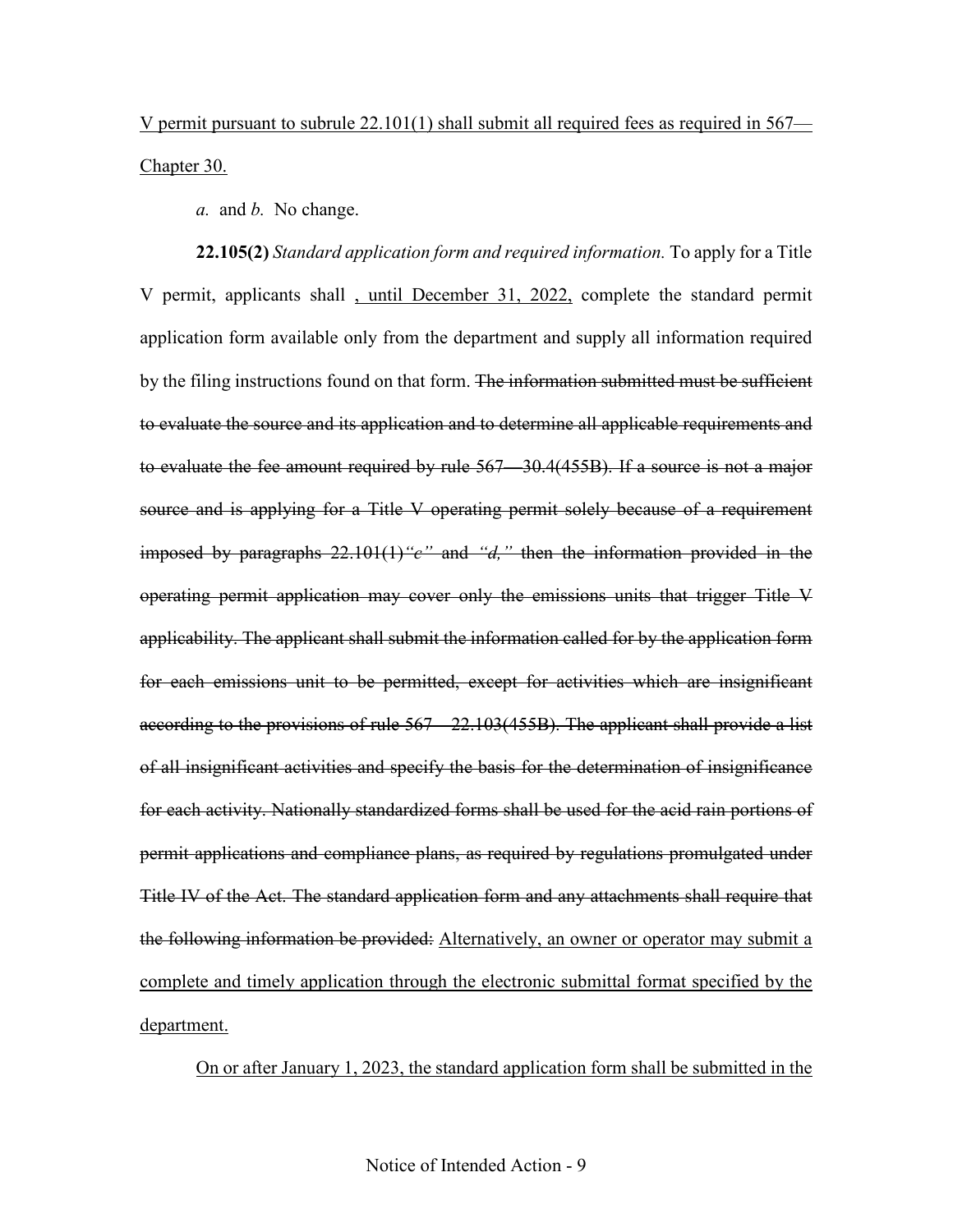<u>V permit pursuant to subrule 22.101(1) shall submit all required fees as required in 567—Chapter 30.</u>

*a.* and *b.* No change.

**22.105(2)** *Standard application form and required information.* To apply for a Title V permit, applicants shall <u>, until December 31, 2022,</u> complete the standard permit application form available only from the department and supply all information required by the filing instructions found on that form. ~~The information submitted must be sufficient to evaluate the source and its application and to determine all applicable requirements and to evaluate the fee amount required by rule 567—30.4(455B). If a source is not a major source and is applying for a Title V operating permit solely because of a requirement imposed by paragraphs 22.101(1)*"c"* and *"d,"* then the information provided in the operating permit application may cover only the emissions units that trigger Title V applicability. The applicant shall submit the information called for by the application form for each emissions unit to be permitted, except for activities which are insignificant according to the provisions of rule 567—22.103(455B). The applicant shall provide a list of all insignificant activities and specify the basis for the determination of insignificance for each activity. Nationally standardized forms shall be used for the acid rain portions of permit applications and compliance plans, as required by regulations promulgated under Title IV of the Act. The standard application form and any attachments shall require that the following information be provided:~~ <u>Alternatively, an owner or operator may submit a complete and timely application through the electronic submittal format specified by the department.</u>

<u>On or after January 1, 2023, the standard application form shall be submitted in the</u>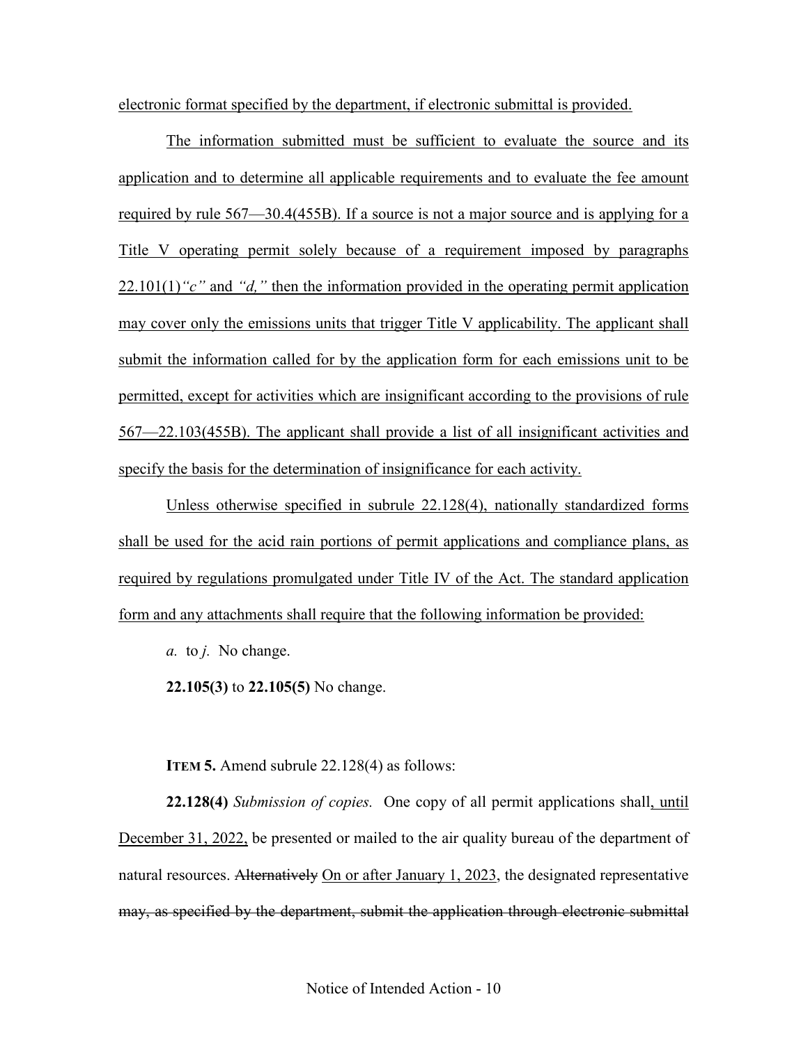electronic format specified by the department, if electronic submittal is provided.

The information submitted must be sufficient to evaluate the source and its application and to determine all applicable requirements and to evaluate the fee amount required by rule 567—30.4(455B). If a source is not a major source and is applying for a Title V operating permit solely because of a requirement imposed by paragraphs 22.101(1)*"c"* and *"d,"* then the information provided in the operating permit application may cover only the emissions units that trigger Title V applicability. The applicant shall submit the information called for by the application form for each emissions unit to be permitted, except for activities which are insignificant according to the provisions of rule 567—22.103(455B). The applicant shall provide a list of all insignificant activities and specify the basis for the determination of insignificance for each activity.

Unless otherwise specified in subrule 22.128(4), nationally standardized forms shall be used for the acid rain portions of permit applications and compliance plans, as required by regulations promulgated under Title IV of the Act. The standard application form and any attachments shall require that the following information be provided:

*a.* to *j.* No change.

**22.105(3)** to **22.105(5)** No change.

**ITEM 5.** Amend subrule 22.128(4) as follows:

**22.128(4)** *Submission of copies.* One copy of all permit applications shall, until December 31, 2022, be presented or mailed to the air quality bureau of the department of natural resources. ~~Alternatively~~ On or after January 1, 2023, the designated representative ~~may, as specified by the department, submit the application through electronic submittal~~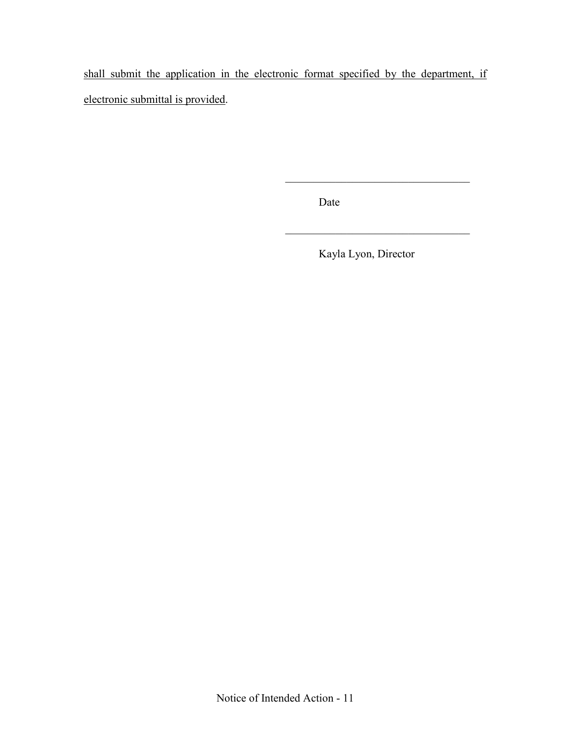<u>shall submit the application in the electronic format specified by the department, if electronic submittal is provided</u>.

\_\_\_\_\_\_\_\_\_\_\_\_\_\_\_\_\_\_\_\_\_\_\_\_\_\_\_\_\_\_\_\_\_\_

Date

\_\_\_\_\_\_\_\_\_\_\_\_\_\_\_\_\_\_\_\_\_\_\_\_\_\_\_\_\_\_\_\_\_\_

Kayla Lyon, Director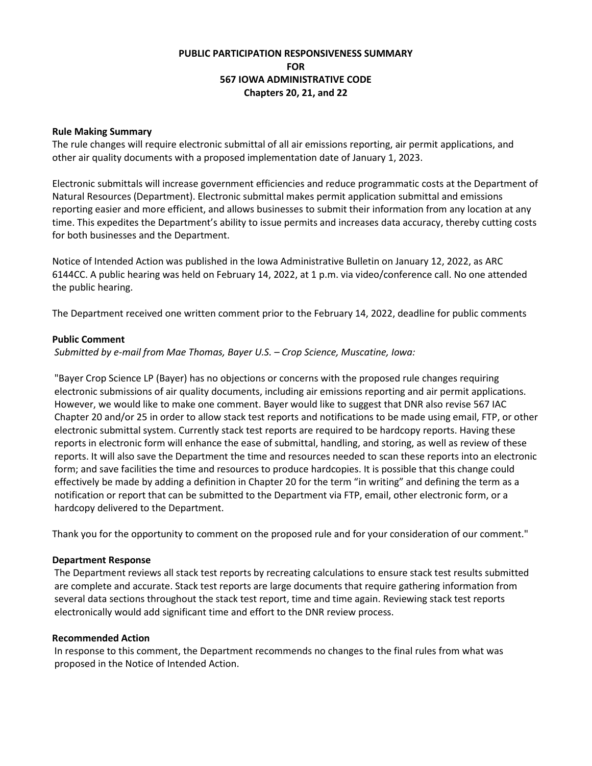# PUBLIC PARTICIPATION RESPONSIVENESS SUMMARY
# FOR
# 567 IOWA ADMINISTRATIVE CODE
# Chapters 20, 21, and 22

**Rule Making Summary**

The rule changes will require electronic submittal of all air emissions reporting, air permit applications, and other air quality documents with a proposed implementation date of January 1, 2023.

Electronic submittals will increase government efficiencies and reduce programmatic costs at the Department of Natural Resources (Department). Electronic submittal makes permit application submittal and emissions reporting easier and more efficient, and allows businesses to submit their information from any location at any time. This expedites the Department's ability to issue permits and increases data accuracy, thereby cutting costs for both businesses and the Department.

Notice of Intended Action was published in the Iowa Administrative Bulletin on January 12, 2022, as ARC 6144CC. A public hearing was held on February 14, 2022, at 1 p.m. via video/conference call. No one attended the public hearing.

The Department received one written comment prior to the February 14, 2022, deadline for public comments

**Public Comment**

*Submitted by e-mail from Mae Thomas, Bayer U.S. – Crop Science, Muscatine, Iowa:*

"Bayer Crop Science LP (Bayer) has no objections or concerns with the proposed rule changes requiring electronic submissions of air quality documents, including air emissions reporting and air permit applications. However, we would like to make one comment. Bayer would like to suggest that DNR also revise 567 IAC Chapter 20 and/or 25 in order to allow stack test reports and notifications to be made using email, FTP, or other electronic submittal system. Currently stack test reports are required to be hardcopy reports. Having these reports in electronic form will enhance the ease of submittal, handling, and storing, as well as review of these reports. It will also save the Department the time and resources needed to scan these reports into an electronic form; and save facilities the time and resources to produce hardcopies. It is possible that this change could effectively be made by adding a definition in Chapter 20 for the term "in writing" and defining the term as a notification or report that can be submitted to the Department via FTP, email, other electronic form, or a hardcopy delivered to the Department.

Thank you for the opportunity to comment on the proposed rule and for your consideration of our comment."

**Department Response**

The Department reviews all stack test reports by recreating calculations to ensure stack test results submitted are complete and accurate. Stack test reports are large documents that require gathering information from several data sections throughout the stack test report, time and time again. Reviewing stack test reports electronically would add significant time and effort to the DNR review process.

**Recommended Action**

In response to this comment, the Department recommends no changes to the final rules from what was proposed in the Notice of Intended Action.